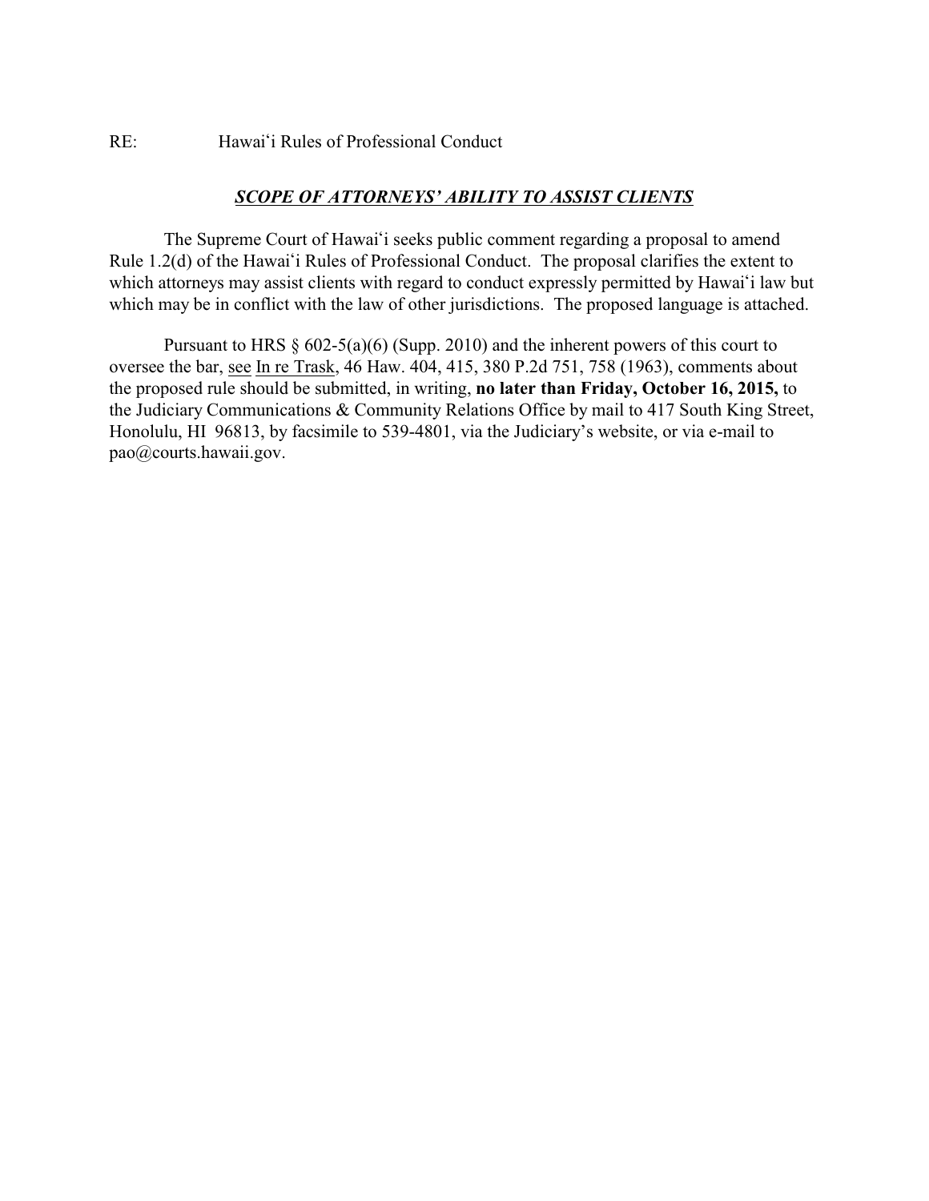RE: Hawaiʻi Rules of Professional Conduct

## ***SCOPE OF ATTORNEYS' ABILITY TO ASSIST CLIENTS***

The Supreme Court of Hawaiʻi seeks public comment regarding a proposal to amend Rule 1.2(d) of the Hawaiʻi Rules of Professional Conduct. The proposal clarifies the extent to which attorneys may assist clients with regard to conduct expressly permitted by Hawaiʻi law but which may be in conflict with the law of other jurisdictions. The proposed language is attached.

Pursuant to HRS § 602-5(a)(6) (Supp. 2010) and the inherent powers of this court to oversee the bar, see In re Trask, 46 Haw. 404, 415, 380 P.2d 751, 758 (1963), comments about the proposed rule should be submitted, in writing, **no later than Friday, October 16, 2015,** to the Judiciary Communications & Community Relations Office by mail to 417 South King Street, Honolulu, HI 96813, by facsimile to 539-4801, via the Judiciary's website, or via e-mail to pao@courts.hawaii.gov.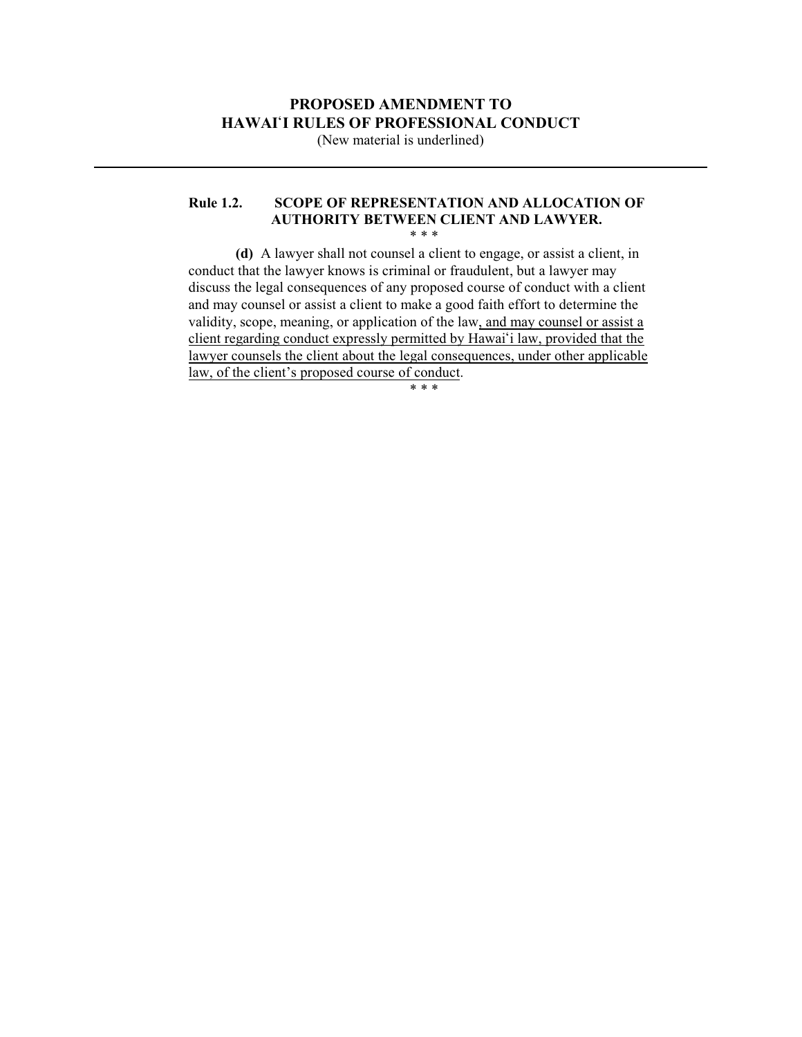# PROPOSED AMENDMENT TO HAWAIʻI RULES OF PROFESSIONAL CONDUCT

(New material is underlined)

---

## Rule 1.2. SCOPE OF REPRESENTATION AND ALLOCATION OF AUTHORITY BETWEEN CLIENT AND LAWYER.

\* \* \*

**(d)** A lawyer shall not counsel a client to engage, or assist a client, in conduct that the lawyer knows is criminal or fraudulent, but a lawyer may discuss the legal consequences of any proposed course of conduct with a client and may counsel or assist a client to make a good faith effort to determine the validity, scope, meaning, or application of the law<u>, and may counsel or assist a client regarding conduct expressly permitted by Hawaiʻi law, provided that the lawyer counsels the client about the legal consequences, under other applicable law, of the client's proposed course of conduct</u>.

\* \* \*